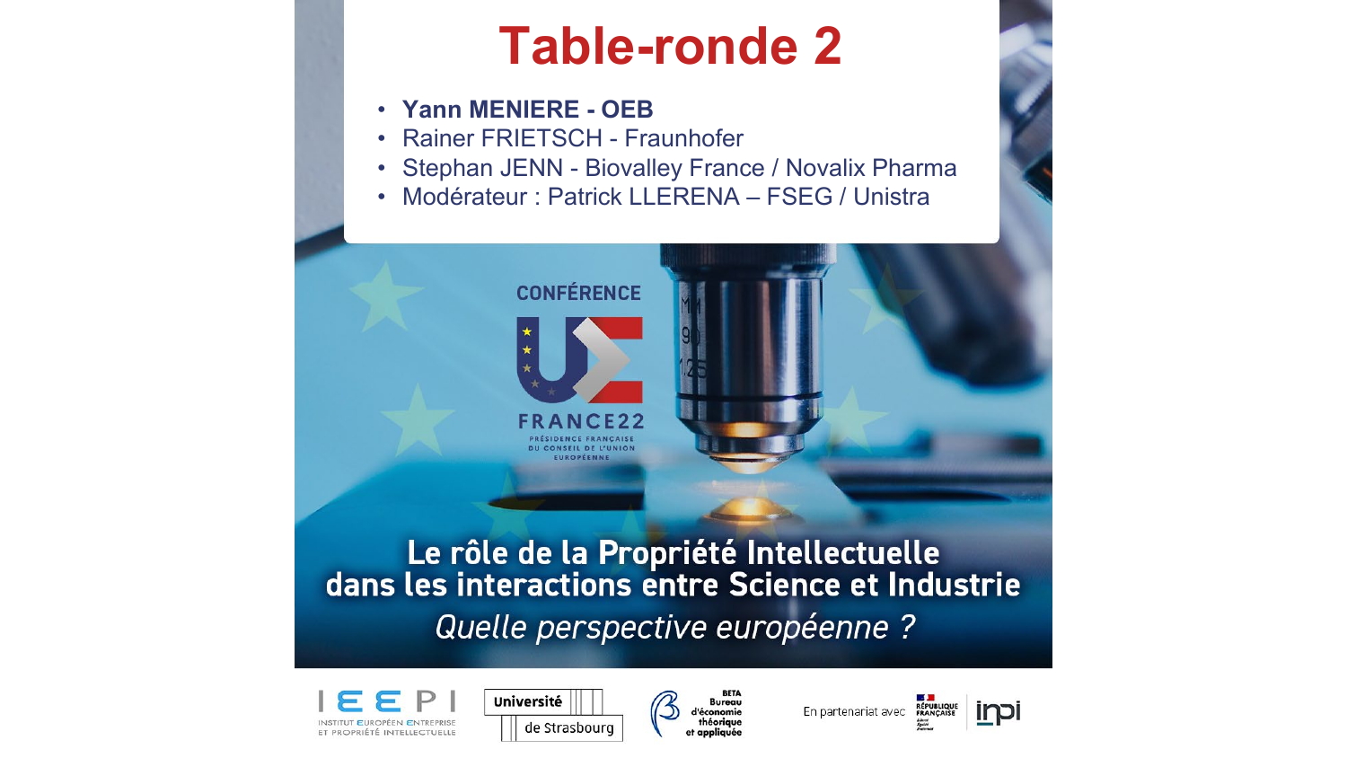# Table-ronde 2

- **Yann MENIERE - OEB**
- Rainer FRIETSCH - Fraunhofer
- Stephan JENN - Biovalley France / Novalix Pharma
- Modérateur : Patrick LLERENA – FSEG / Unistra

CONFÉRENCE

FRANCE22

PRÉSIDENCE FRANÇAISE DU CONSEIL DE L'UNION EUROPÉENNE

**Le rôle de la Propriété Intellectuelle dans les interactions entre Science et Industrie**

*Quelle perspective européenne ?*

IEEPI – Institut Européen Entreprise et Propriété Intellectuelle

Université de Strasbourg

BETA – Bureau d'économie théorique et appliquée

En partenariat avec République Française – inpi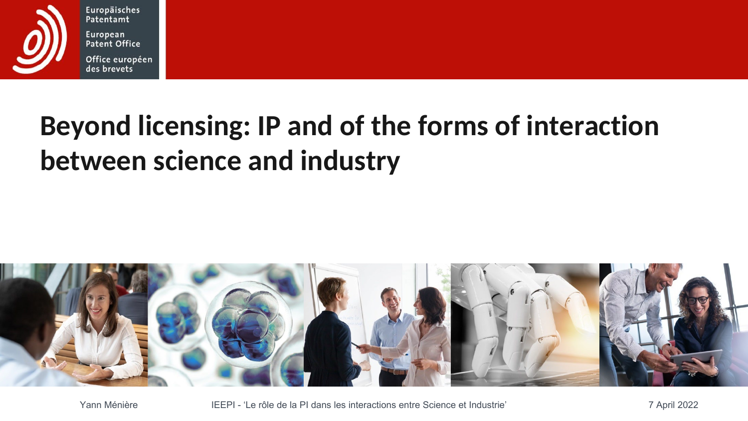# Beyond licensing: IP and of the forms of interaction between science and industry

Yann Ménière

IEEPI - 'Le rôle de la PI dans les interactions entre Science et Industrie'

7 April 2022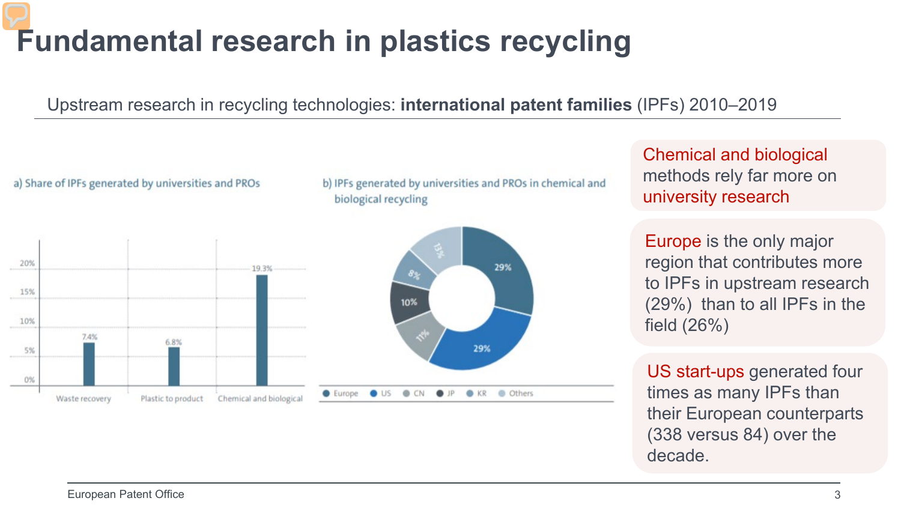# Fundamental research in plastics recycling

Upstream research in recycling technologies: **international patent families** (IPFs) 2010–2019

a) Share of IPFs generated by universities and PROs

| Category | Share |
|---|---|
| Waste recovery | 7.4% |
| Plastic to product | 6.8% |
| Chemical and biological | 19.3% |

b) IPFs generated by universities and PROs in chemical and biological recycling

| Region | Share |
|---|---|
| Europe | 29% |
| US | 29% |
| CN | 11% |
| JP | 10% |
| KR | 8% |
| Others | 13% |

Chemical and biological methods rely far more on university research

Europe is the only major region that contributes more to IPFs in upstream research (29%) than to all IPFs in the field (26%)

US start-ups generated four times as many IPFs than their European counterparts (338 versus 84) over the decade.

European Patent Office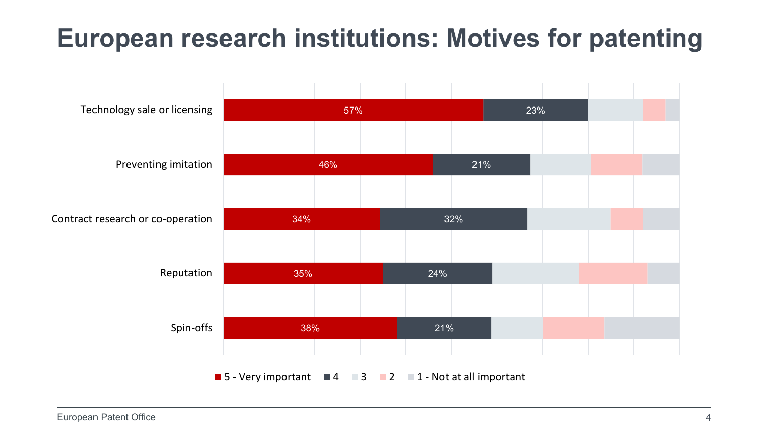# European research institutions: Motives for patenting

| Motive | 5 - Very important | 4 | 3 | 2 | 1 - Not at all important |
|---|---|---|---|---|---|
| Technology sale or licensing | 57% | 23% | | | |
| Preventing imitation | 46% | 21% | | | |
| Contract research or co-operation | 34% | 32% | | | |
| Reputation | 35% | 24% | | | |
| Spin-offs | 38% | 21% | | | |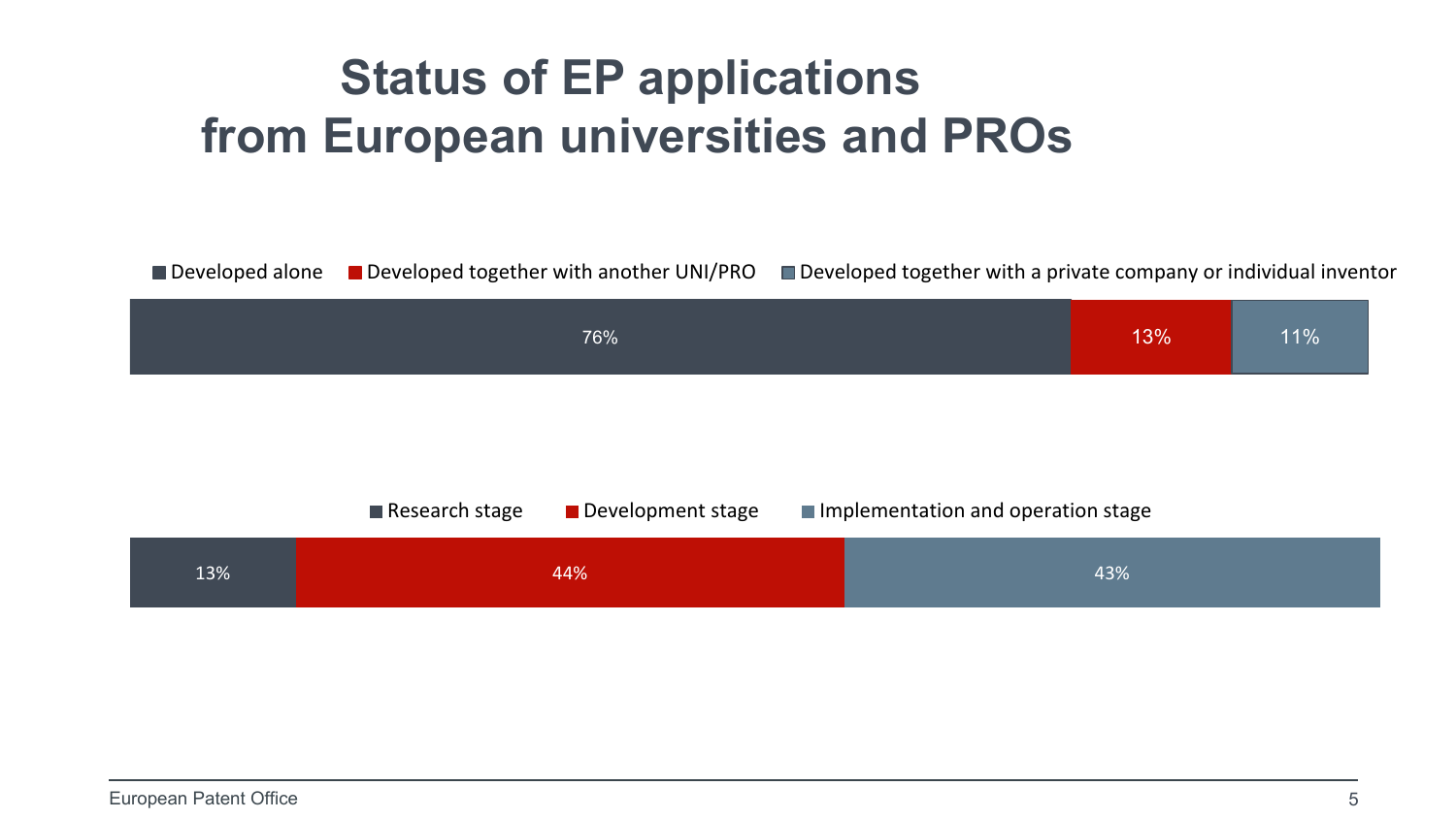# Status of EP applications from European universities and PROs

| Developed alone | Developed together with another UNI/PRO | Developed together with a private company or individual inventor |
| --- | --- | --- |
| 76% | 13% | 11% |

| Research stage | Development stage | Implementation and operation stage |
| --- | --- | --- |
| 13% | 44% | 43% |

European Patent Office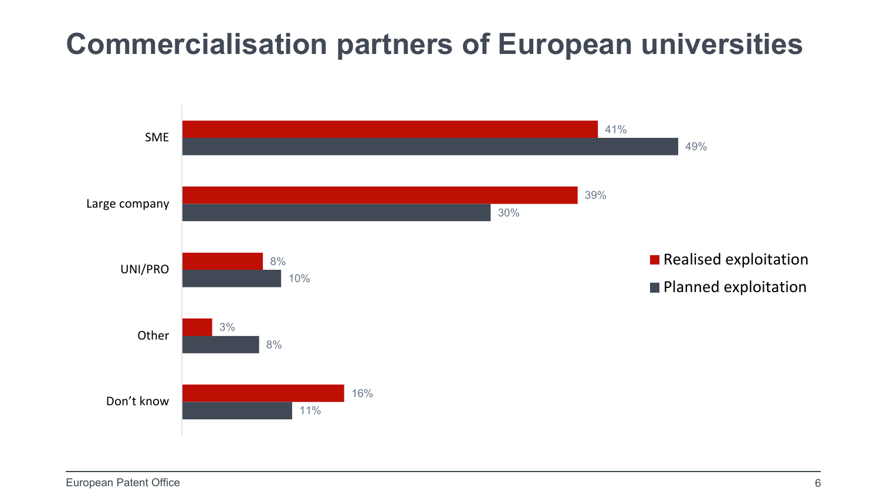# Commercialisation partners of European universities

| | Realised exploitation | Planned exploitation |
|---|---|---|
| SME | 41% | 49% |
| Large company | 39% | 30% |
| UNI/PRO | 8% | 10% |
| Other | 3% | 8% |
| Don't know | 16% | 11% |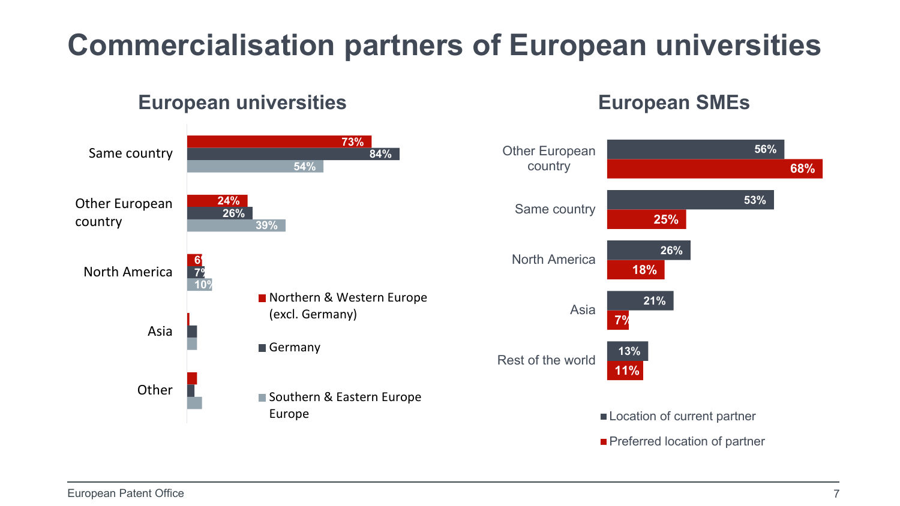# Commercialisation partners of European universities

## European universities

| | Northern & Western Europe (excl. Germany) | Germany | Southern & Eastern Europe Europe |
|---|---|---|---|
| Same country | 73% | 84% | 54% |
| Other European country | 24% | 26% | 39% |
| North America | 6% | 7% | 10% |
| Asia | | | |
| Other | | | |

## European SMEs

| | Location of current partner | Preferred location of partner |
|---|---|---|
| Other European country | 56% | 68% |
| Same country | 53% | 25% |
| North America | 26% | 18% |
| Asia | 21% | 7% |
| Rest of the world | 13% | 11% |

European Patent Office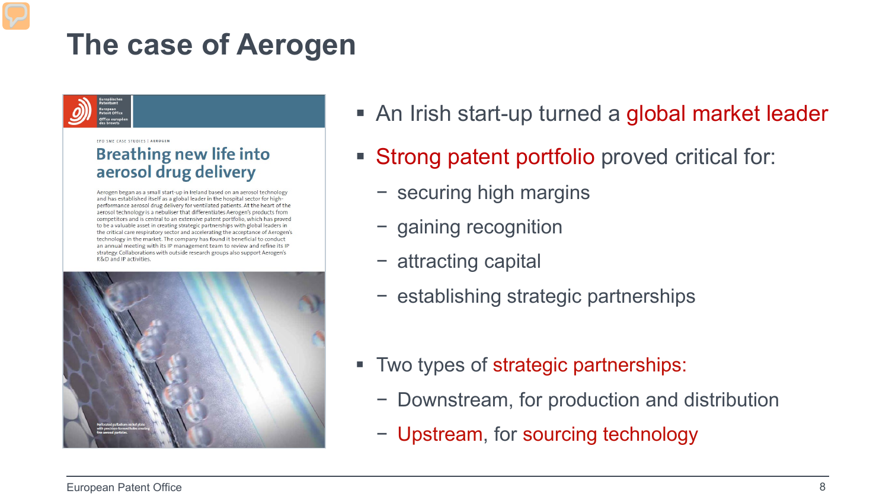# The case of Aerogen

EPO SME CASE STUDIES | AEROGEN

## Breathing new life into aerosol drug delivery

Aerogen began as a small start-up in Ireland based on an aerosol technology and has established itself as a global leader in the hospital sector for high-performance aerosol drug delivery for ventilated patients. At the heart of the aerosol technology is a nebuliser that differentiates Aerogen's products from competitors and is central to an extensive patent portfolio, which has proved to be a valuable asset in creating strategic partnerships with global leaders in the critical care respiratory sector and accelerating the acceptance of Aerogen's technology in the market. The company has found it beneficial to conduct an annual meeting with its IP management team to review and refine its IP strategy. Collaborations with outside research groups also support Aerogen's R&D and IP activities.

Perforated palladium-nickel plate with precision-formed holes creating fine aerosol particles.

- An Irish start-up turned a global market leader
- Strong patent portfolio proved critical for:
  - securing high margins
  - gaining recognition
  - attracting capital
  - establishing strategic partnerships
- Two types of strategic partnerships:
  - Downstream, for production and distribution
  - Upstream, for sourcing technology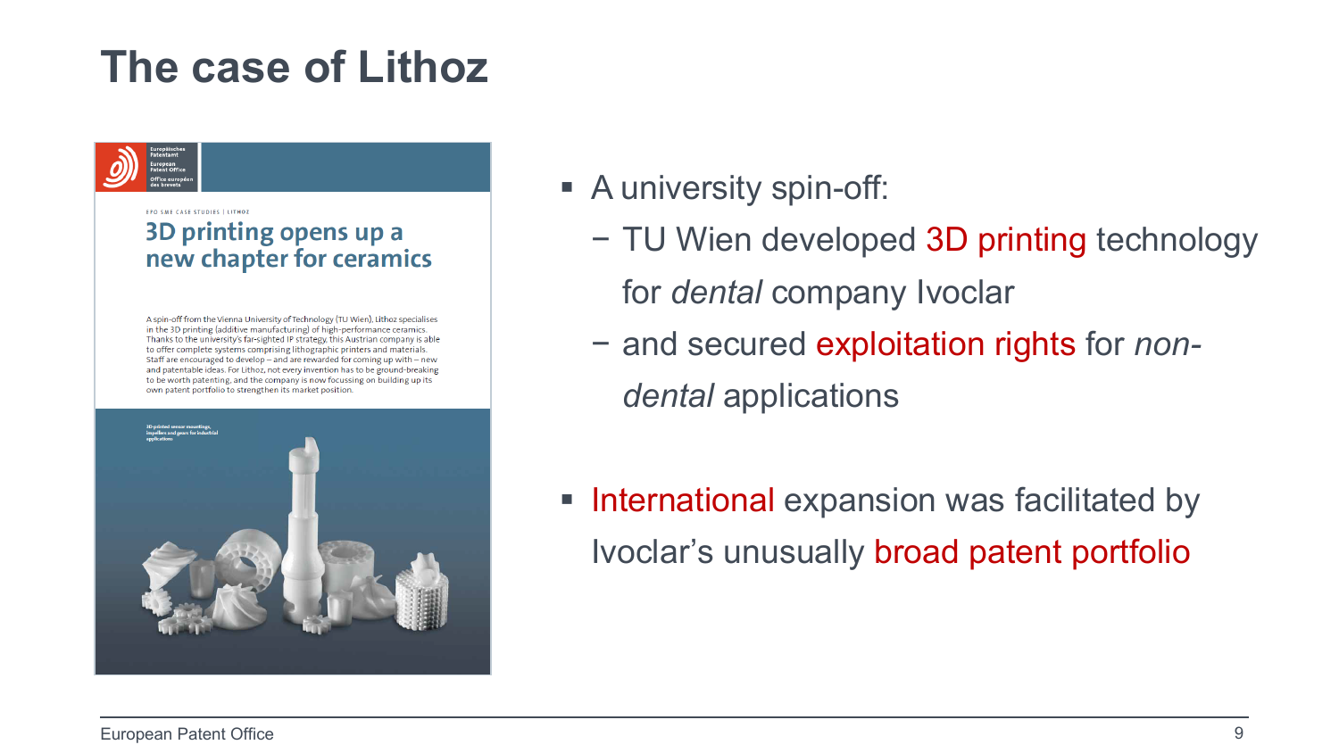# The case of Lithoz

- A university spin-off:
  - TU Wien developed 3D printing technology for *dental* company Ivoclar
  - and secured exploitation rights for *non-dental* applications
- International expansion was facilitated by Ivoclar's unusually broad patent portfolio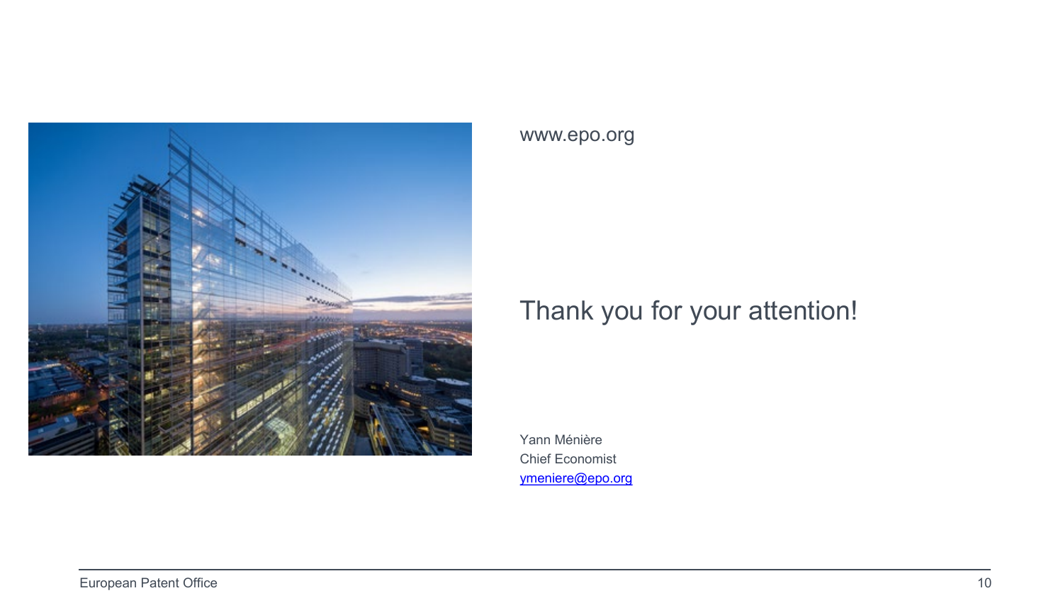www.epo.org

Thank you for your attention!

Yann Ménière
Chief Economist
ymeniere@epo.org